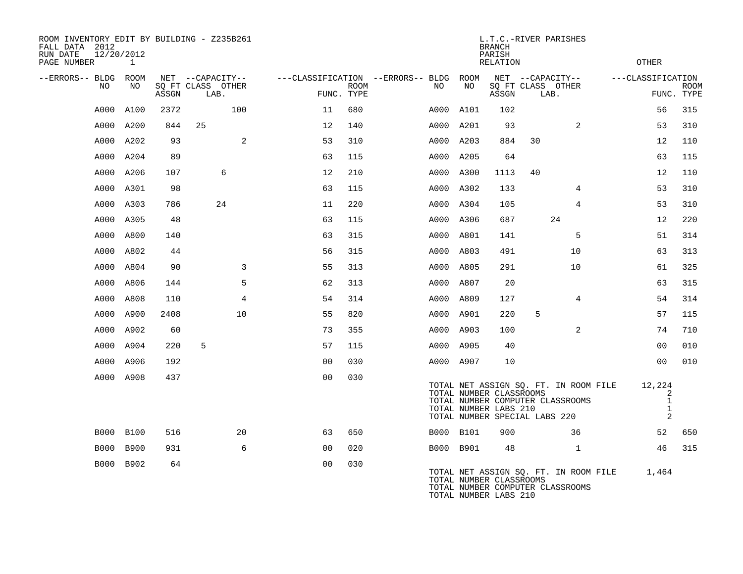ROOM INVENTORY EDIT BY BUILDING - Z235B261
FALL DATA 2012
RUN DATE 12/20/2012
PAGE NUMBER 1

L.T.C.-RIVER PARISHES
BRANCH
PARISH
RELATION
OTHER

| --ERRORS-- | BLDG NO | ROOM NO | NET SQ FT ASSGN | CAPACITY CLASS | CAPACITY LAB. | CAPACITY OTHER | CLASSIFICATION FUNC. | ROOM TYPE | --ERRORS-- | BLDG NO | ROOM NO | NET SQ FT ASSGN | CAPACITY CLASS | CAPACITY LAB. | CAPACITY OTHER | CLASSIFICATION FUNC. | ROOM TYPE |
|---|---|---|---|---|---|---|---|---|---|---|---|---|---|---|---|---|---|
| | A000 | A100 | 2372 | | | 100 | 11 | 680 | | A000 | A101 | 102 | | | | 56 | 315 |
| | A000 | A200 | 844 | 25 | | | 12 | 140 | | A000 | A201 | 93 | | | 2 | 53 | 310 |
| | A000 | A202 | 93 | | | 2 | 53 | 310 | | A000 | A203 | 884 | 30 | | | 12 | 110 |
| | A000 | A204 | 89 | | | | 63 | 115 | | A000 | A205 | 64 | | | | 63 | 115 |
| | A000 | A206 | 107 | | 6 | | 12 | 210 | | A000 | A300 | 1113 | 40 | | | 12 | 110 |
| | A000 | A301 | 98 | | | | 63 | 115 | | A000 | A302 | 133 | | | 4 | 53 | 310 |
| | A000 | A303 | 786 | | 24 | | 11 | 220 | | A000 | A304 | 105 | | | 4 | 53 | 310 |
| | A000 | A305 | 48 | | | | 63 | 115 | | A000 | A306 | 687 | | 24 | | 12 | 220 |
| | A000 | A800 | 140 | | | | 63 | 315 | | A000 | A801 | 141 | | | 5 | 51 | 314 |
| | A000 | A802 | 44 | | | | 56 | 315 | | A000 | A803 | 491 | | | 10 | 63 | 313 |
| | A000 | A804 | 90 | | | 3 | 55 | 313 | | A000 | A805 | 291 | | | 10 | 61 | 325 |
| | A000 | A806 | 144 | | | 5 | 62 | 313 | | A000 | A807 | 20 | | | | 63 | 315 |
| | A000 | A808 | 110 | | | 4 | 54 | 314 | | A000 | A809 | 127 | | | 4 | 54 | 314 |
| | A000 | A900 | 2408 | | | 10 | 55 | 820 | | A000 | A901 | 220 | 5 | | | 57 | 115 |
| | A000 | A902 | 60 | | | | 73 | 355 | | A000 | A903 | 100 | | | 2 | 74 | 710 |
| | A000 | A904 | 220 | 5 | | | 57 | 115 | | A000 | A905 | 40 | | | | 00 | 010 |
| | A000 | A906 | 192 | | | | 00 | 030 | | A000 | A907 | 10 | | | | 00 | 010 |
| | A000 | A908 | 437 | | | | 00 | 030 | | | | | | | | | |

TOTAL NET ASSIGN SQ. FT. IN ROOM FILE 12,224
TOTAL NUMBER CLASSROOMS 2
TOTAL NUMBER COMPUTER CLASSROOMS 1
TOTAL NUMBER LABS 210 1
TOTAL NUMBER SPECIAL LABS 220 2

| --ERRORS-- | BLDG NO | ROOM NO | NET SQ FT ASSGN | CAPACITY CLASS | CAPACITY LAB. | CAPACITY OTHER | CLASSIFICATION FUNC. | ROOM TYPE | --ERRORS-- | BLDG NO | ROOM NO | NET SQ FT ASSGN | CAPACITY CLASS | CAPACITY LAB. | CAPACITY OTHER | CLASSIFICATION FUNC. | ROOM TYPE |
|---|---|---|---|---|---|---|---|---|---|---|---|---|---|---|---|---|---|
| | B000 | B100 | 516 | | | 20 | 63 | 650 | | B000 | B101 | 900 | | | 36 | 52 | 650 |
| | B000 | B900 | 931 | | | 6 | 00 | 020 | | B000 | B901 | 48 | | | 1 | 46 | 315 |
| | B000 | B902 | 64 | | | | 00 | 030 | | | | | | | | | |

TOTAL NET ASSIGN SQ. FT. IN ROOM FILE 1,464
TOTAL NUMBER CLASSROOMS
TOTAL NUMBER COMPUTER CLASSROOMS
TOTAL NUMBER LABS 210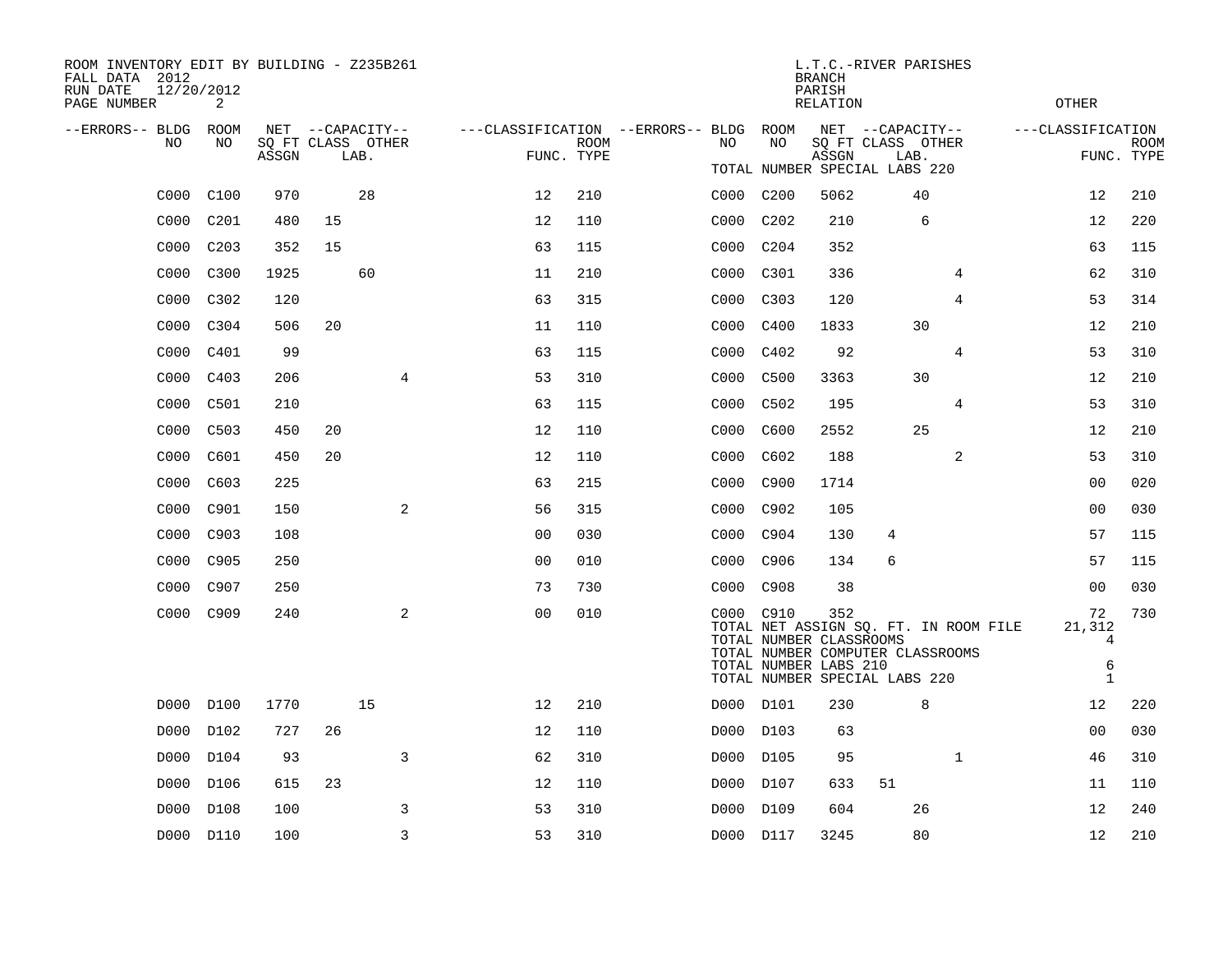ROOM INVENTORY EDIT BY BUILDING - Z235B261
FALL DATA 2012
RUN DATE 12/20/2012
PAGE NUMBER 2

L.T.C.-RIVER PARISHES
BRANCH
PARISH
RELATION
OTHER

| --ERRORS-- | BLDG NO | ROOM NO | NET SQ FT ASSGN | CAPACITY CLASS | CAPACITY LAB. | CAPACITY OTHER | CLASSIFICATION FUNC. | ROOM TYPE | --ERRORS-- | BLDG NO | ROOM NO | NET SQ FT ASSGN | CAPACITY CLASS | CAPACITY LAB. | CAPACITY OTHER | CLASSIFICATION FUNC. | ROOM TYPE |
|---|---|---|---|---|---|---|---|---|---|---|---|---|---|---|---|---|---|
| | | | | | | | | | | TOTAL NUMBER SPECIAL LABS 220 | | | | | | | |
| | C000 | C100 | 970 | | 28 | | 12 | 210 | | C000 | C200 | 5062 | | 40 | | 12 | 210 |
| | C000 | C201 | 480 | 15 | | | 12 | 110 | | C000 | C202 | 210 | | 6 | | 12 | 220 |
| | C000 | C203 | 352 | 15 | | | 63 | 115 | | C000 | C204 | 352 | | | | 63 | 115 |
| | C000 | C300 | 1925 | | 60 | | 11 | 210 | | C000 | C301 | 336 | | | 4 | 62 | 310 |
| | C000 | C302 | 120 | | | | 63 | 315 | | C000 | C303 | 120 | | | 4 | 53 | 314 |
| | C000 | C304 | 506 | 20 | | | 11 | 110 | | C000 | C400 | 1833 | | 30 | | 12 | 210 |
| | C000 | C401 | 99 | | | | 63 | 115 | | C000 | C402 | 92 | | | 4 | 53 | 310 |
| | C000 | C403 | 206 | | | 4 | 53 | 310 | | C000 | C500 | 3363 | | 30 | | 12 | 210 |
| | C000 | C501 | 210 | | | | 63 | 115 | | C000 | C502 | 195 | | | 4 | 53 | 310 |
| | C000 | C503 | 450 | 20 | | | 12 | 110 | | C000 | C600 | 2552 | | 25 | | 12 | 210 |
| | C000 | C601 | 450 | 20 | | | 12 | 110 | | C000 | C602 | 188 | | | 2 | 53 | 310 |
| | C000 | C603 | 225 | | | | 63 | 215 | | C000 | C900 | 1714 | | | | 00 | 020 |
| | C000 | C901 | 150 | | | 2 | 56 | 315 | | C000 | C902 | 105 | | | | 00 | 030 |
| | C000 | C903 | 108 | | | | 00 | 030 | | C000 | C904 | 130 | 4 | | | 57 | 115 |
| | C000 | C905 | 250 | | | | 00 | 010 | | C000 | C906 | 134 | 6 | | | 57 | 115 |
| | C000 | C907 | 250 | | | | 73 | 730 | | C000 | C908 | 38 | | | | 00 | 030 |
| | C000 | C909 | 240 | | | 2 | 00 | 010 | | C000 | C910 | 352 | | | | 72 | 730 |
| | | | | | | | | | | TOTAL NET ASSIGN SQ. FT. IN ROOM FILE | | | | | | 21,312 | |
| | | | | | | | | | | TOTAL NUMBER CLASSROOMS | | | | | | 4 | |
| | | | | | | | | | | TOTAL NUMBER COMPUTER CLASSROOMS | | | | | | | |
| | | | | | | | | | | TOTAL NUMBER LABS 210 | | | | | | 6 | |
| | | | | | | | | | | TOTAL NUMBER SPECIAL LABS 220 | | | | | | 1 | |
| | D000 | D100 | 1770 | | 15 | | 12 | 210 | | D000 | D101 | 230 | | 8 | | 12 | 220 |
| | D000 | D102 | 727 | 26 | | | 12 | 110 | | D000 | D103 | 63 | | | | 00 | 030 |
| | D000 | D104 | 93 | | | 3 | 62 | 310 | | D000 | D105 | 95 | | | 1 | 46 | 310 |
| | D000 | D106 | 615 | 23 | | | 12 | 110 | | D000 | D107 | 633 | 51 | | | 11 | 110 |
| | D000 | D108 | 100 | | | 3 | 53 | 310 | | D000 | D109 | 604 | | 26 | | 12 | 240 |
| | D000 | D110 | 100 | | | 3 | 53 | 310 | | D000 | D117 | 3245 | | 80 | | 12 | 210 |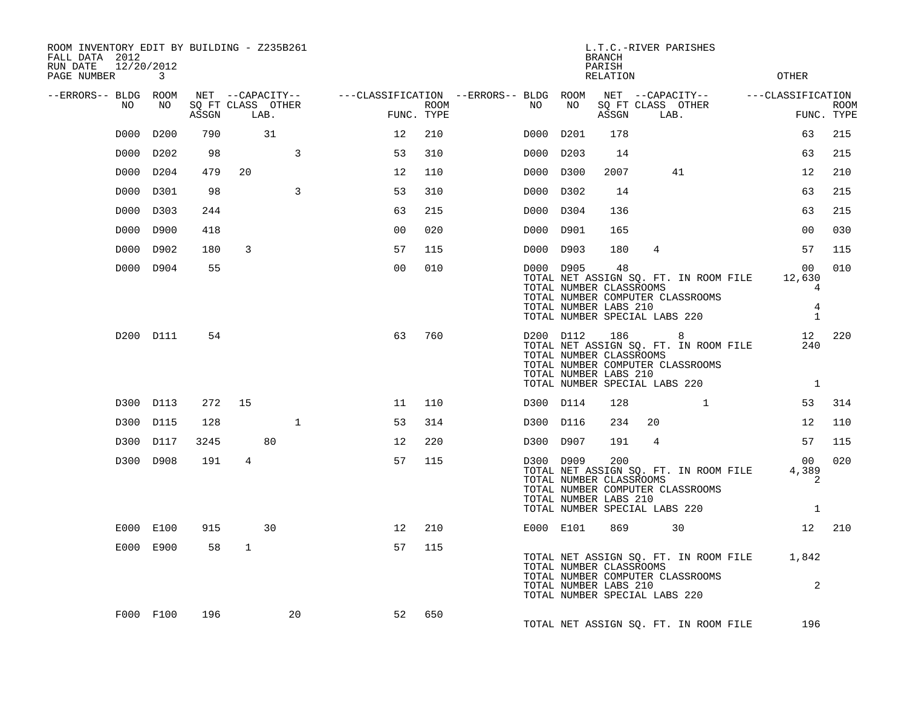ROOM INVENTORY EDIT BY BUILDING - Z235B261
FALL DATA 2012
RUN DATE 12/20/2012

L.T.C.-RIVER PARISHES
BRANCH
PARISH
RELATION
OTHER

| --ERRORS-- | BLDG NO | ROOM NO | NET SQ FT ASSGN | CAPACITY CLASS | CAPACITY LAB. | CAPACITY OTHER | CLASSIFICATION FUNC. | ROOM TYPE | --ERRORS-- | BLDG NO | ROOM NO | NET SQ FT ASSGN | CAPACITY CLASS | CAPACITY LAB. | CAPACITY OTHER | CLASSIFICATION FUNC. | ROOM TYPE |
|---|---|---|---|---|---|---|---|---|---|---|---|---|---|---|---|---|---|
| | D000 | D200 | 790 | | 31 | | 12 | 210 | | D000 | D201 | 178 | | | | 63 | 215 |
| | D000 | D202 | 98 | | | 3 | 53 | 310 | | D000 | D203 | 14 | | | | 63 | 215 |
| | D000 | D204 | 479 | 20 | | | 12 | 110 | | D000 | D300 | 2007 | | 41 | | 12 | 210 |
| | D000 | D301 | 98 | | | 3 | 53 | 310 | | D000 | D302 | 14 | | | | 63 | 215 |
| | D000 | D303 | 244 | | | | 63 | 215 | | D000 | D304 | 136 | | | | 63 | 215 |
| | D000 | D900 | 418 | | | | 00 | 020 | | D000 | D901 | 165 | | | | 00 | 030 |
| | D000 | D902 | 180 | 3 | | | 57 | 115 | | D000 | D903 | 180 | 4 | | | 57 | 115 |
| | D000 | D904 | 55 | | | | 00 | 010 | | D000 | D905 | 48 | | | | 00 | 010 |

TOTAL NET ASSIGN SQ. FT. IN ROOM FILE 12,630
TOTAL NUMBER CLASSROOMS 4
TOTAL NUMBER COMPUTER CLASSROOMS
TOTAL NUMBER LABS 210 4
TOTAL NUMBER SPECIAL LABS 220 1

| --ERRORS-- | BLDG NO | ROOM NO | NET SQ FT ASSGN | CAPACITY CLASS | CAPACITY LAB. | CAPACITY OTHER | CLASSIFICATION FUNC. | ROOM TYPE | --ERRORS-- | BLDG NO | ROOM NO | NET SQ FT ASSGN | CAPACITY CLASS | CAPACITY LAB. | CAPACITY OTHER | CLASSIFICATION FUNC. | ROOM TYPE |
|---|---|---|---|---|---|---|---|---|---|---|---|---|---|---|---|---|---|
| | D200 | D111 | 54 | | | | 63 | 760 | | D200 | D112 | 186 | | 8 | | 12 | 220 |

TOTAL NET ASSIGN SQ. FT. IN ROOM FILE 240
TOTAL NUMBER CLASSROOMS
TOTAL NUMBER COMPUTER CLASSROOMS
TOTAL NUMBER LABS 210
TOTAL NUMBER SPECIAL LABS 220 1

| --ERRORS-- | BLDG NO | ROOM NO | NET SQ FT ASSGN | CAPACITY CLASS | CAPACITY LAB. | CAPACITY OTHER | CLASSIFICATION FUNC. | ROOM TYPE | --ERRORS-- | BLDG NO | ROOM NO | NET SQ FT ASSGN | CAPACITY CLASS | CAPACITY LAB. | CAPACITY OTHER | CLASSIFICATION FUNC. | ROOM TYPE |
|---|---|---|---|---|---|---|---|---|---|---|---|---|---|---|---|---|---|
| | D300 | D113 | 272 | 15 | | | 11 | 110 | | D300 | D114 | 128 | | | 1 | 53 | 314 |
| | D300 | D115 | 128 | | | 1 | 53 | 314 | | D300 | D116 | 234 | 20 | | | 12 | 110 |
| | D300 | D117 | 3245 | | 80 | | 12 | 220 | | D300 | D907 | 191 | 4 | | | 57 | 115 |
| | D300 | D908 | 191 | 4 | | | 57 | 115 | | D300 | D909 | 200 | | | | 00 | 020 |

TOTAL NET ASSIGN SQ. FT. IN ROOM FILE 4,389
TOTAL NUMBER CLASSROOMS 2
TOTAL NUMBER COMPUTER CLASSROOMS
TOTAL NUMBER LABS 210
TOTAL NUMBER SPECIAL LABS 220 1

| --ERRORS-- | BLDG NO | ROOM NO | NET SQ FT ASSGN | CAPACITY CLASS | CAPACITY LAB. | CAPACITY OTHER | CLASSIFICATION FUNC. | ROOM TYPE | --ERRORS-- | BLDG NO | ROOM NO | NET SQ FT ASSGN | CAPACITY CLASS | CAPACITY LAB. | CAPACITY OTHER | CLASSIFICATION FUNC. | ROOM TYPE |
|---|---|---|---|---|---|---|---|---|---|---|---|---|---|---|---|---|---|
| | E000 | E100 | 915 | | 30 | | 12 | 210 | | E000 | E101 | 869 | | 30 | | 12 | 210 |
| | E000 | E900 | 58 | 1 | | | 57 | 115 | | | | | | | | | |

TOTAL NET ASSIGN SQ. FT. IN ROOM FILE 1,842
TOTAL NUMBER CLASSROOMS
TOTAL NUMBER COMPUTER CLASSROOMS
TOTAL NUMBER LABS 210 2
TOTAL NUMBER SPECIAL LABS 220

| --ERRORS-- | BLDG NO | ROOM NO | NET SQ FT ASSGN | CAPACITY CLASS | CAPACITY LAB. | CAPACITY OTHER | CLASSIFICATION FUNC. | ROOM TYPE |
|---|---|---|---|---|---|---|---|---|
| | F000 | F100 | 196 | | | 20 | 52 | 650 |

TOTAL NET ASSIGN SQ. FT. IN ROOM FILE 196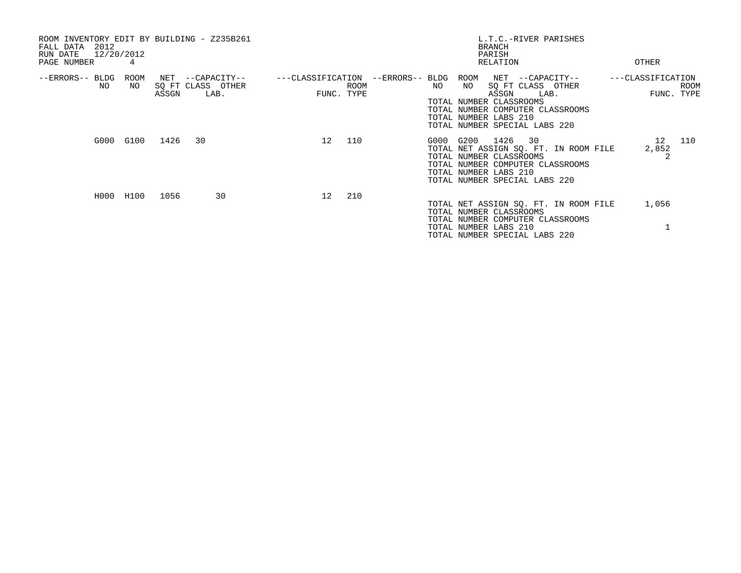ROOM INVENTORY EDIT BY BUILDING - Z235B261
FALL DATA 2012
RUN DATE 12/20/2012
PAGE NUMBER 4

L.T.C.-RIVER PARISHES
BRANCH
PARISH
RELATION
OTHER

| --ERRORS-- | BLDG NO | ROOM NO | NET SQ FT ASSGN | --CAPACITY-- CLASS | OTHER LAB. | ---CLASSIFICATION FUNC. | ROOM TYPE |
|---|---|---|---|---|---|---|---|
| | G000 | G100 | 1426 | 30 | | 12 | 110 |
| | G000 | G200 | 1426 | 30 | | 12 | 110 |
| | H000 | H100 | 1056 | | 30 | 12 | 210 |

TOTAL NUMBER CLASSROOMS
TOTAL NUMBER COMPUTER CLASSROOMS
TOTAL NUMBER LABS 210
TOTAL NUMBER SPECIAL LABS 220

| | |
|---|---|
| TOTAL NET ASSIGN SQ. FT. IN ROOM FILE | 2,852 |
| TOTAL NUMBER CLASSROOMS | 2 |
| TOTAL NUMBER COMPUTER CLASSROOMS | |
| TOTAL NUMBER LABS 210 | |
| TOTAL NUMBER SPECIAL LABS 220 | |

| | |
|---|---|
| TOTAL NET ASSIGN SQ. FT. IN ROOM FILE | 1,056 |
| TOTAL NUMBER CLASSROOMS | |
| TOTAL NUMBER COMPUTER CLASSROOMS | |
| TOTAL NUMBER LABS 210 | 1 |
| TOTAL NUMBER SPECIAL LABS 220 | |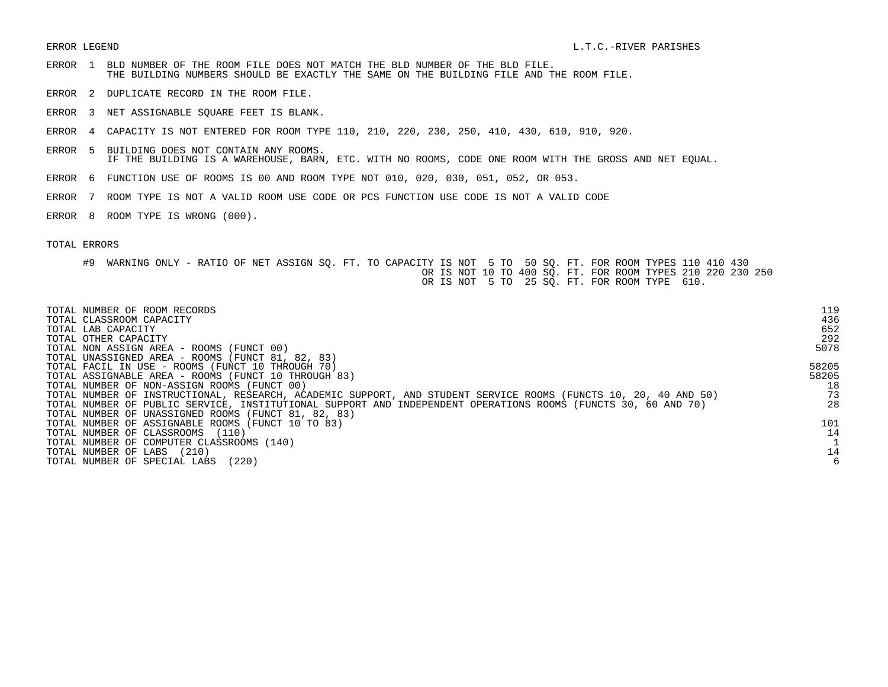ERROR LEGEND L.T.C.-RIVER PARISHES

ERROR 1 BLD NUMBER OF THE ROOM FILE DOES NOT MATCH THE BLD NUMBER OF THE BLD FILE.
THE BUILDING NUMBERS SHOULD BE EXACTLY THE SAME ON THE BUILDING FILE AND THE ROOM FILE.

ERROR 2 DUPLICATE RECORD IN THE ROOM FILE.

ERROR 3 NET ASSIGNABLE SQUARE FEET IS BLANK.

ERROR 4 CAPACITY IS NOT ENTERED FOR ROOM TYPE 110, 210, 220, 230, 250, 410, 430, 610, 910, 920.

ERROR 5 BUILDING DOES NOT CONTAIN ANY ROOMS.
IF THE BUILDING IS A WAREHOUSE, BARN, ETC. WITH NO ROOMS, CODE ONE ROOM WITH THE GROSS AND NET EQUAL.

ERROR 6 FUNCTION USE OF ROOMS IS 00 AND ROOM TYPE NOT 010, 020, 030, 051, 052, OR 053.

ERROR 7 ROOM TYPE IS NOT A VALID ROOM USE CODE OR PCS FUNCTION USE CODE IS NOT A VALID CODE

ERROR 8 ROOM TYPE IS WRONG (000).

TOTAL ERRORS

#9 WARNING ONLY - RATIO OF NET ASSIGN SQ. FT. TO CAPACITY IS NOT 5 TO 50 SQ. FT. FOR ROOM TYPES 110 410 430
OR IS NOT 10 TO 400 SQ. FT. FOR ROOM TYPES 210 220 230 250
OR IS NOT 5 TO 25 SQ. FT. FOR ROOM TYPE 610.

| | |
|---|---|
| TOTAL NUMBER OF ROOM RECORDS | 119 |
| TOTAL CLASSROOM CAPACITY | 436 |
| TOTAL LAB CAPACITY | 652 |
| TOTAL OTHER CAPACITY | 292 |
| TOTAL NON ASSIGN AREA - ROOMS (FUNCT 00) | 5078 |
| TOTAL UNASSIGNED AREA - ROOMS (FUNCT 81, 82, 83) | |
| TOTAL FACIL IN USE - ROOMS (FUNCT 10 THROUGH 70) | 58205 |
| TOTAL ASSIGNABLE AREA - ROOMS (FUNCT 10 THROUGH 83) | 58205 |
| TOTAL NUMBER OF NON-ASSIGN ROOMS (FUNCT 00) | 18 |
| TOTAL NUMBER OF INSTRUCTIONAL, RESEARCH, ACADEMIC SUPPORT, AND STUDENT SERVICE ROOMS (FUNCTS 10, 20, 40 AND 50) | 73 |
| TOTAL NUMBER OF PUBLIC SERVICE, INSTITUTIONAL SUPPORT AND INDEPENDENT OPERATIONS ROOMS (FUNCTS 30, 60 AND 70) | 28 |
| TOTAL NUMBER OF UNASSIGNED ROOMS (FUNCT 81, 82, 83) | |
| TOTAL NUMBER OF ASSIGNABLE ROOMS (FUNCT 10 TO 83) | 101 |
| TOTAL NUMBER OF CLASSROOMS (110) | 14 |
| TOTAL NUMBER OF COMPUTER CLASSROOMS (140) | 1 |
| TOTAL NUMBER OF LABS (210) | 14 |
| TOTAL NUMBER OF SPECIAL LABS (220) | 6 |